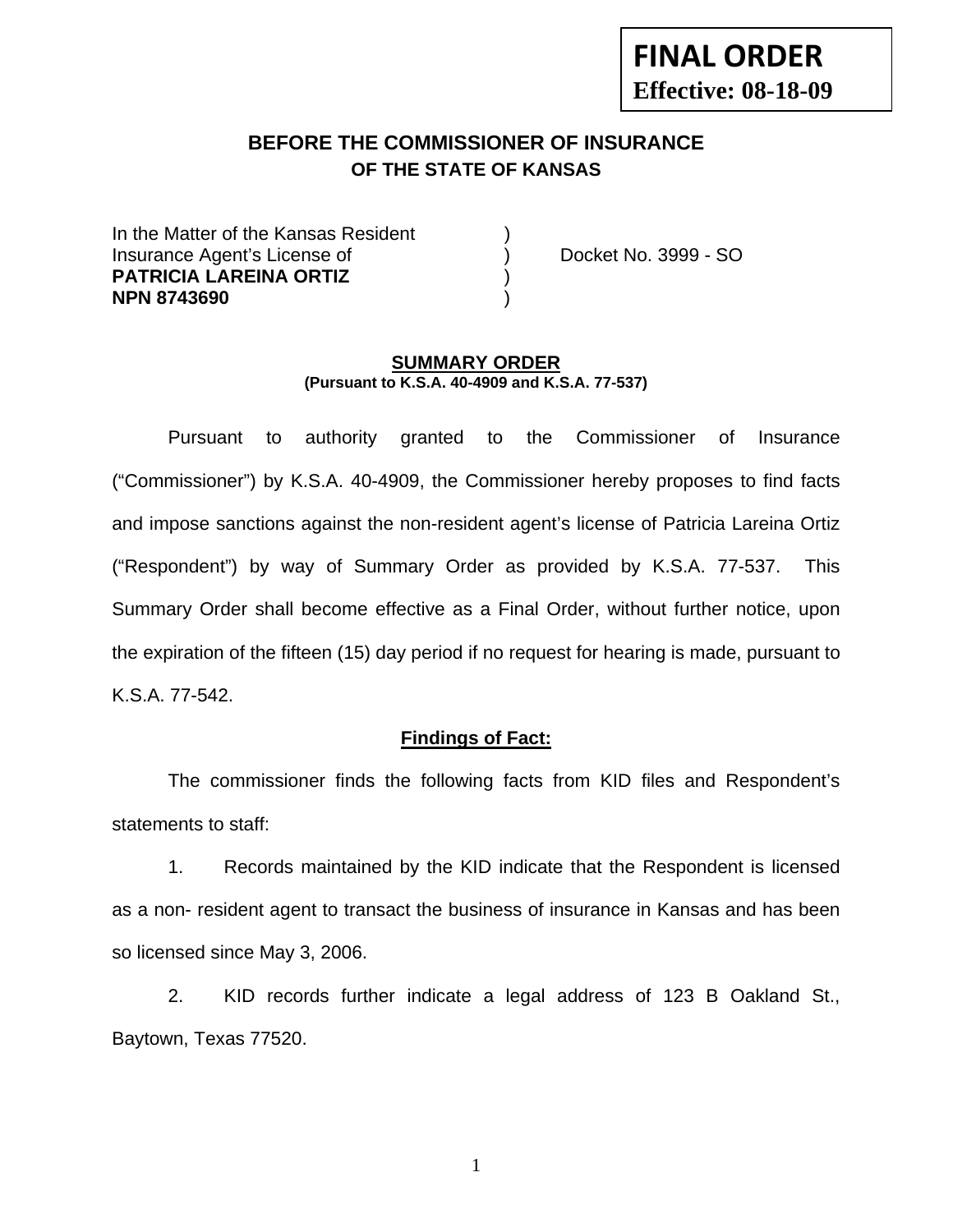**FINAL ORDER**
**Effective: 08-18-09**

## BEFORE THE COMMISSIONER OF INSURANCE
### OF THE STATE OF KANSAS

In the Matter of the Kansas Resident )
Insurance Agent's License of ) Docket No. 3999 - SO
**PATRICIA LAREINA ORTIZ** )
**NPN 8743690** )

### SUMMARY ORDER
**(Pursuant to K.S.A. 40-4909 and K.S.A. 77-537)**

Pursuant to authority granted to the Commissioner of Insurance ("Commissioner") by K.S.A. 40-4909, the Commissioner hereby proposes to find facts and impose sanctions against the non-resident agent's license of Patricia Lareina Ortiz ("Respondent") by way of Summary Order as provided by K.S.A. 77-537. This Summary Order shall become effective as a Final Order, without further notice, upon the expiration of the fifteen (15) day period if no request for hearing is made, pursuant to K.S.A. 77-542.

### Findings of Fact:

The commissioner finds the following facts from KID files and Respondent's statements to staff:

1. Records maintained by the KID indicate that the Respondent is licensed as a non- resident agent to transact the business of insurance in Kansas and has been so licensed since May 3, 2006.

2. KID records further indicate a legal address of 123 B Oakland St., Baytown, Texas 77520.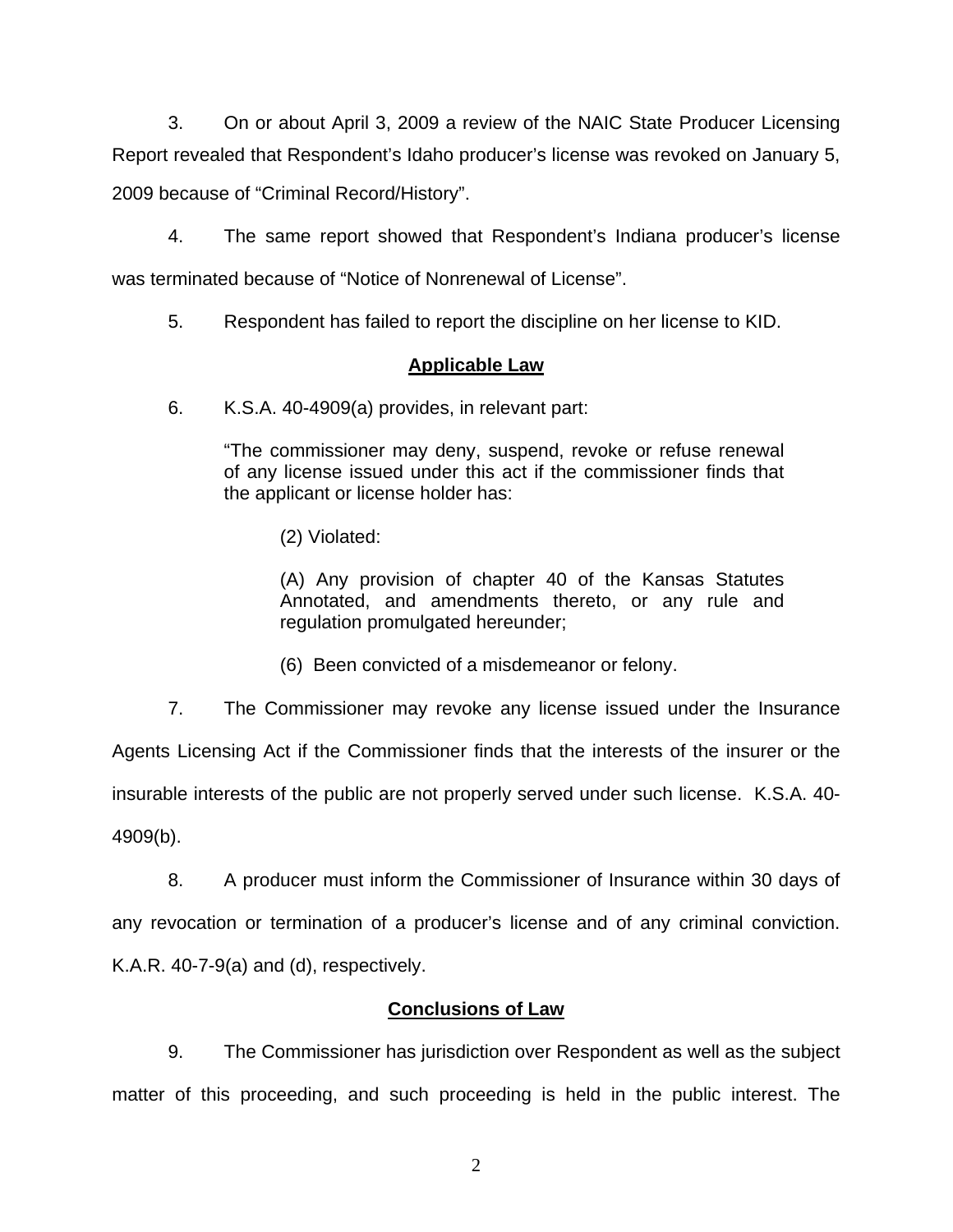3. On or about April 3, 2009 a review of the NAIC State Producer Licensing Report revealed that Respondent's Idaho producer's license was revoked on January 5, 2009 because of "Criminal Record/History".

4. The same report showed that Respondent's Indiana producer's license was terminated because of "Notice of Nonrenewal of License".

5. Respondent has failed to report the discipline on her license to KID.

## Applicable Law

6. K.S.A. 40-4909(a) provides, in relevant part:

> "The commissioner may deny, suspend, revoke or refuse renewal of any license issued under this act if the commissioner finds that the applicant or license holder has:
>
> > (2) Violated:
> >
> > (A) Any provision of chapter 40 of the Kansas Statutes Annotated, and amendments thereto, or any rule and regulation promulgated hereunder;
> >
> > (6) Been convicted of a misdemeanor or felony.

7. The Commissioner may revoke any license issued under the Insurance Agents Licensing Act if the Commissioner finds that the interests of the insurer or the insurable interests of the public are not properly served under such license. K.S.A. 40-4909(b).

8. A producer must inform the Commissioner of Insurance within 30 days of any revocation or termination of a producer's license and of any criminal conviction. K.A.R. 40-7-9(a) and (d), respectively.

## Conclusions of Law

9. The Commissioner has jurisdiction over Respondent as well as the subject matter of this proceeding, and such proceeding is held in the public interest. The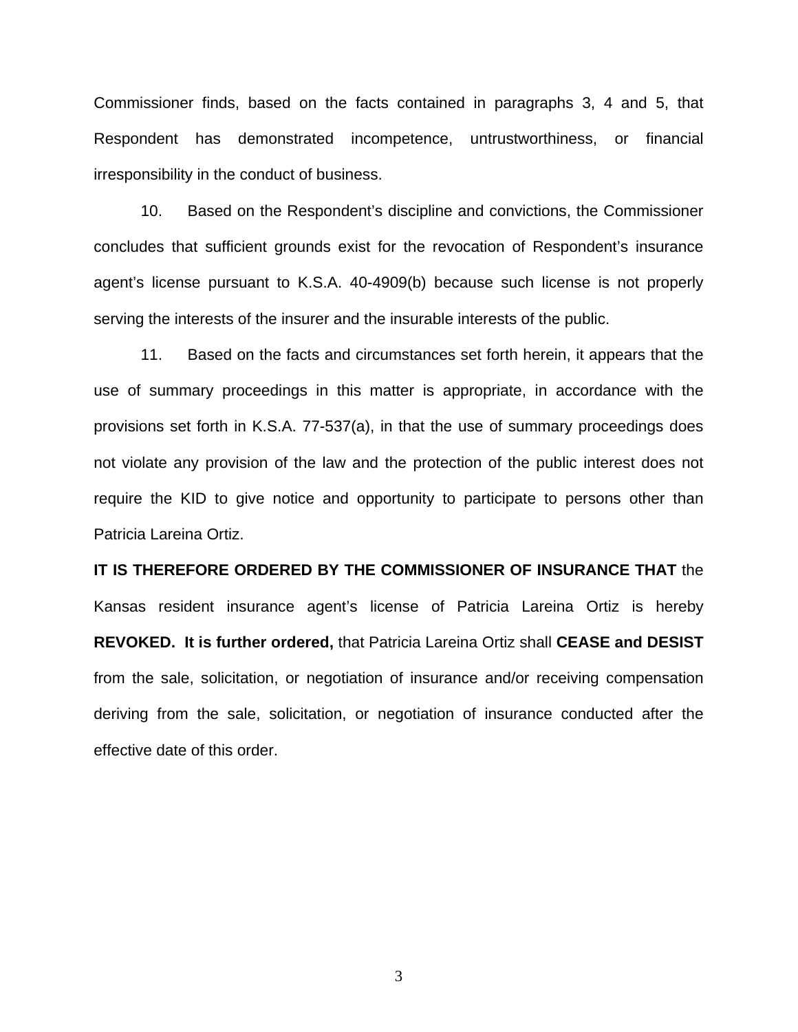Commissioner finds, based on the facts contained in paragraphs 3, 4 and 5, that Respondent has demonstrated incompetence, untrustworthiness, or financial irresponsibility in the conduct of business.

10. Based on the Respondent's discipline and convictions, the Commissioner concludes that sufficient grounds exist for the revocation of Respondent's insurance agent's license pursuant to K.S.A. 40-4909(b) because such license is not properly serving the interests of the insurer and the insurable interests of the public.

11. Based on the facts and circumstances set forth herein, it appears that the use of summary proceedings in this matter is appropriate, in accordance with the provisions set forth in K.S.A. 77-537(a), in that the use of summary proceedings does not violate any provision of the law and the protection of the public interest does not require the KID to give notice and opportunity to participate to persons other than Patricia Lareina Ortiz.

**IT IS THEREFORE ORDERED BY THE COMMISSIONER OF INSURANCE THAT** the Kansas resident insurance agent's license of Patricia Lareina Ortiz is hereby **REVOKED. It is further ordered,** that Patricia Lareina Ortiz shall **CEASE and DESIST** from the sale, solicitation, or negotiation of insurance and/or receiving compensation deriving from the sale, solicitation, or negotiation of insurance conducted after the effective date of this order.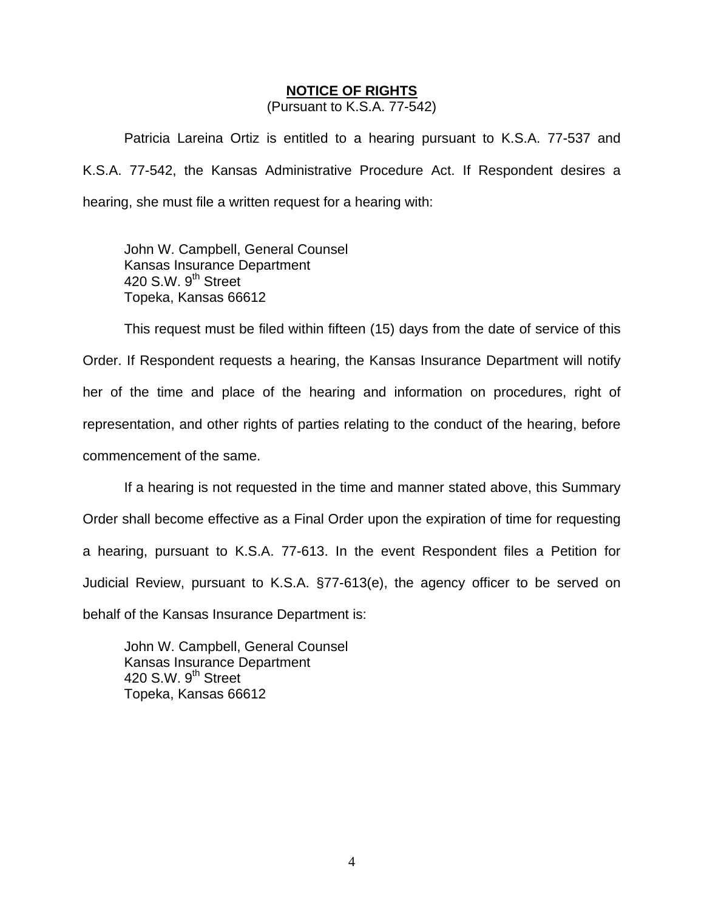## **NOTICE OF RIGHTS**

(Pursuant to K.S.A. 77-542)

Patricia Lareina Ortiz is entitled to a hearing pursuant to K.S.A. 77-537 and K.S.A. 77-542, the Kansas Administrative Procedure Act. If Respondent desires a hearing, she must file a written request for a hearing with:

John W. Campbell, General Counsel
Kansas Insurance Department
420 S.W. 9th Street
Topeka, Kansas 66612

This request must be filed within fifteen (15) days from the date of service of this Order. If Respondent requests a hearing, the Kansas Insurance Department will notify her of the time and place of the hearing and information on procedures, right of representation, and other rights of parties relating to the conduct of the hearing, before commencement of the same.

If a hearing is not requested in the time and manner stated above, this Summary Order shall become effective as a Final Order upon the expiration of time for requesting a hearing, pursuant to K.S.A. 77-613. In the event Respondent files a Petition for Judicial Review, pursuant to K.S.A. §77-613(e), the agency officer to be served on behalf of the Kansas Insurance Department is:

John W. Campbell, General Counsel
Kansas Insurance Department
420 S.W. 9th Street
Topeka, Kansas 66612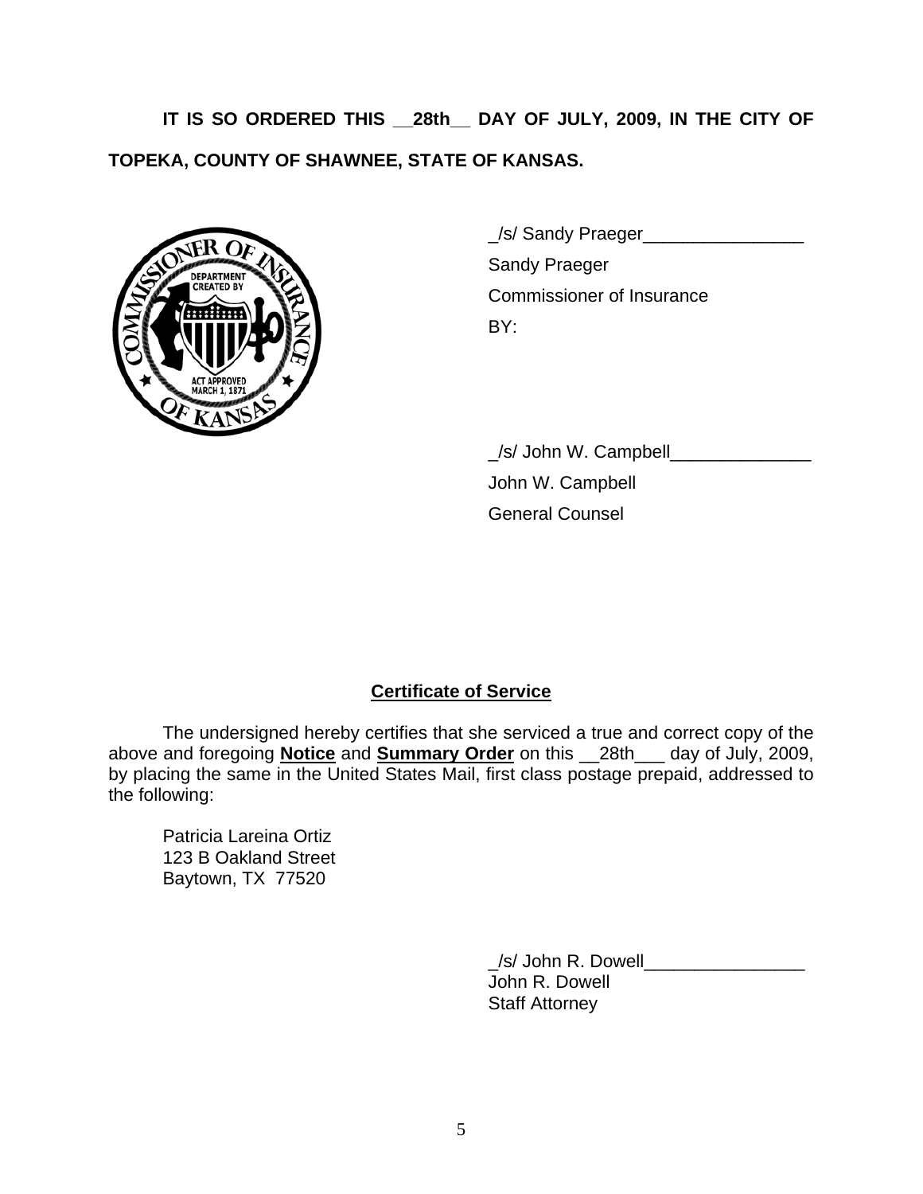**IT IS SO ORDERED THIS __28th__ DAY OF JULY, 2009, IN THE CITY OF TOPEKA, COUNTY OF SHAWNEE, STATE OF KANSAS.**

_/s/ Sandy Praeger________________
Sandy Praeger
Commissioner of Insurance
BY:

_/s/ John W. Campbell______________
John W. Campbell
General Counsel

## Certificate of Service

The undersigned hereby certifies that she serviced a true and correct copy of the above and foregoing **Notice** and **Summary Order** on this __28th___ day of July, 2009, by placing the same in the United States Mail, first class postage prepaid, addressed to the following:

Patricia Lareina Ortiz
123 B Oakland Street
Baytown, TX 77520

_/s/ John R. Dowell________________
John R. Dowell
Staff Attorney